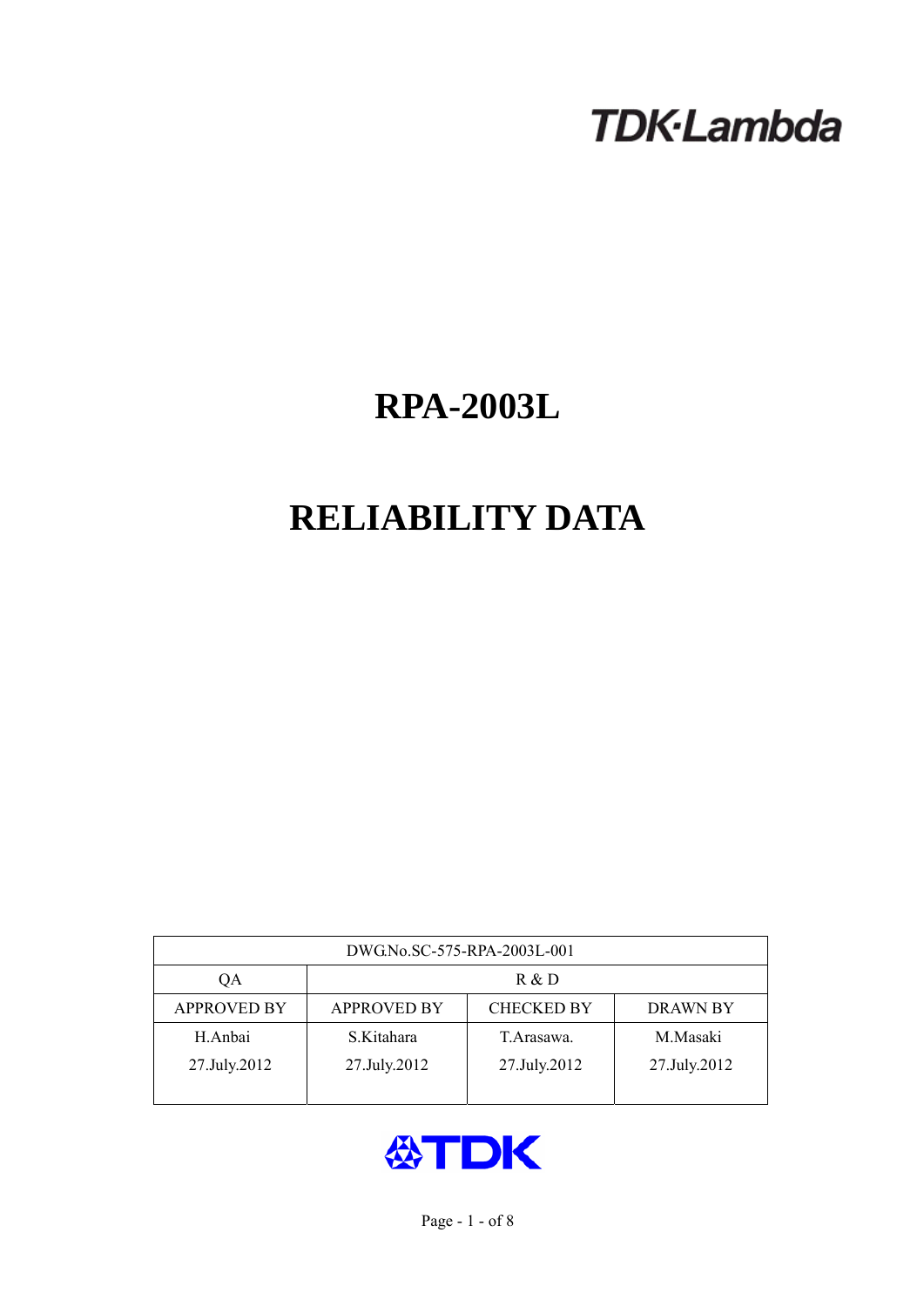TDK·Lambda

# RPA-2003L

# RELIABILITY DATA

| DWG.No.SC-575-RPA-2003L-001 | | | |
|---|---|---|---|
| QA | R & D | | |
| APPROVED BY | APPROVED BY | CHECKED BY | DRAWN BY |
| H.Anbai<br>27.July.2012 | S.Kitahara<br>27.July.2012 | T.Arasawa.<br>27.July.2012 | M.Masaki<br>27.July.2012 |

TDK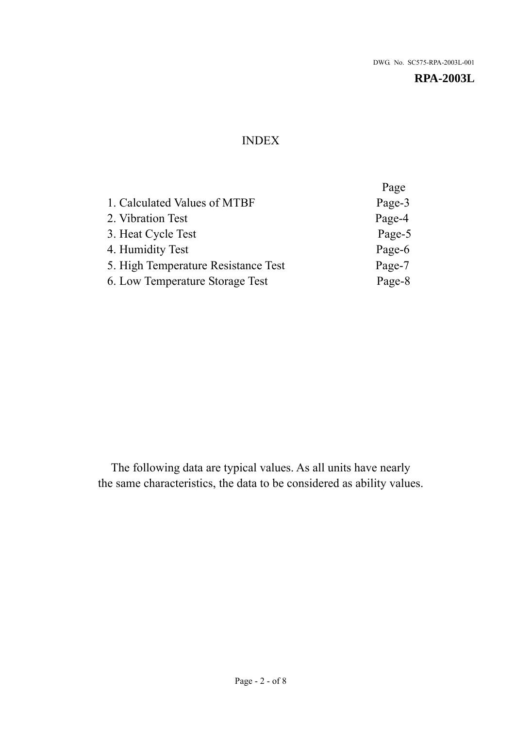DWG. No. SC575-RPA-2003L-001

**RPA-2003L**

# INDEX

| | Page |
|---|---|
| 1. Calculated Values of MTBF | Page-3 |
| 2. Vibration Test | Page-4 |
| 3. Heat Cycle Test | Page-5 |
| 4. Humidity Test | Page-6 |
| 5. High Temperature Resistance Test | Page-7 |
| 6. Low Temperature Storage Test | Page-8 |

The following data are typical values. As all units have nearly the same characteristics, the data to be considered as ability values.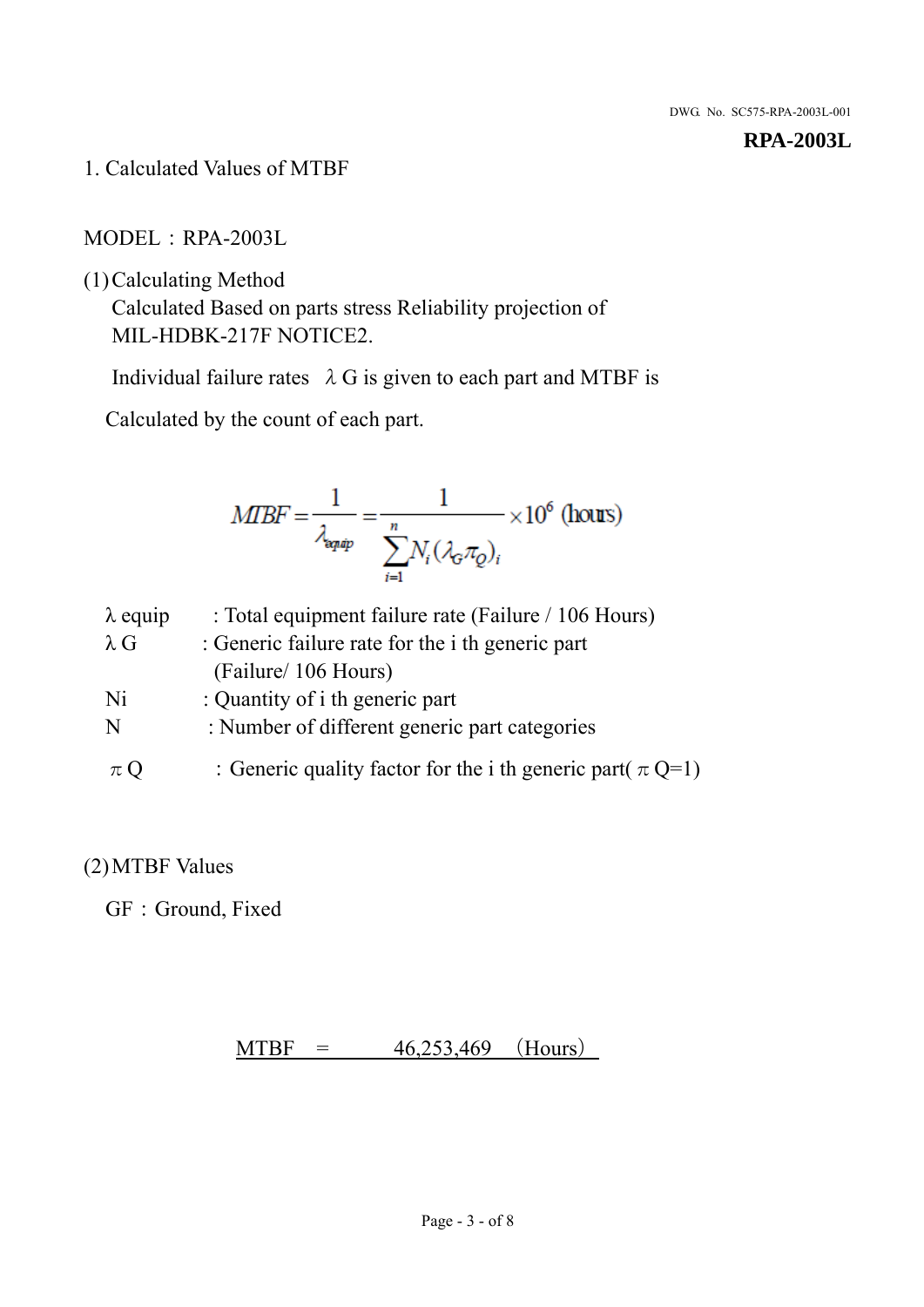1. Calculated Values of MTBF

MODEL：RPA-2003L

(1) Calculating Method

Calculated Based on parts stress Reliability projection of MIL-HDBK-217F NOTICE2.

Individual failure rates　λ G is given to each part and MTBF is

Calculated by the count of each part.

$$MTBF = \frac{1}{\lambda_{equip}} = \frac{1}{\sum_{i=1}^{n} N_i (\lambda_G \pi_Q)_i} \times 10^6 \text{ (hours)}$$

| | |
|---|---|
| λ equip | : Total equipment failure rate (Failure / 106 Hours) |
| λ G | : Generic failure rate for the i th generic part (Failure/ 106 Hours) |
| Ni | : Quantity of i th generic part |
| N | : Number of different generic part categories |
| π Q | ：Generic quality factor for the i th generic part( π Q=1) |

(2) MTBF Values

GF：Ground, Fixed

MTBF　=　　46,253,469　(Hours)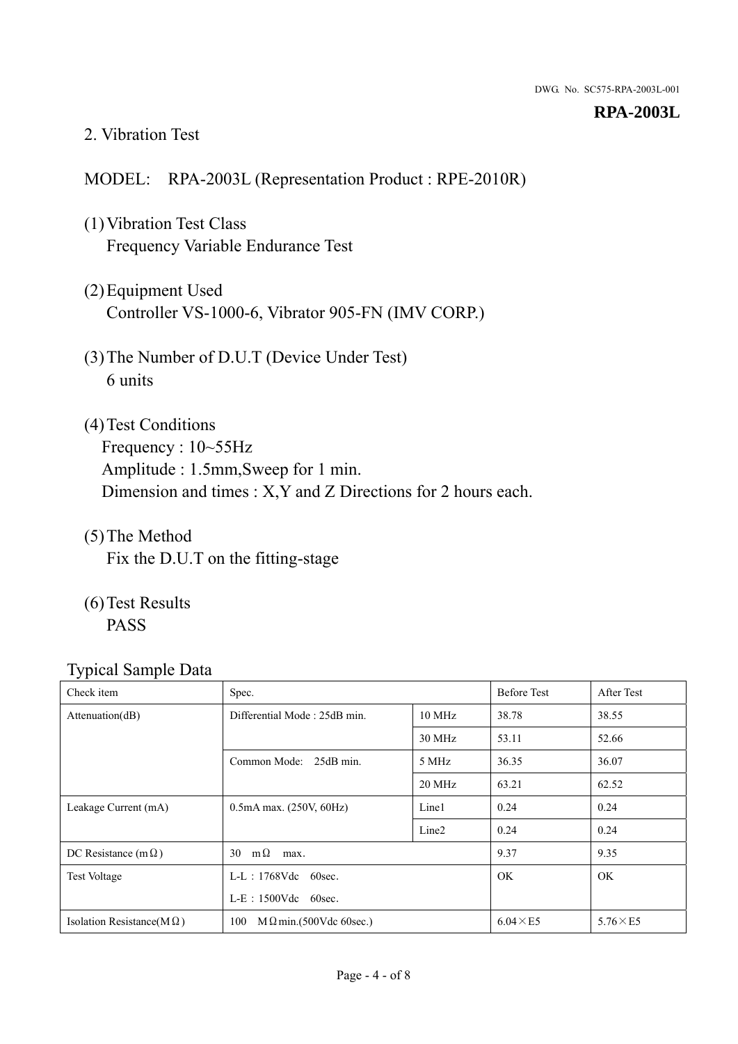## 2. Vibration Test

MODEL: RPA-2003L (Representation Product : RPE-2010R)

(1) Vibration Test Class
Frequency Variable Endurance Test

(2) Equipment Used
Controller VS-1000-6, Vibrator 905-FN (IMV CORP.)

(3) The Number of D.U.T (Device Under Test)
6 units

(4) Test Conditions
Frequency : 10~55Hz
Amplitude : 1.5mm,Sweep for 1 min.
Dimension and times : X,Y and Z Directions for 2 hours each.

(5) The Method
Fix the D.U.T on the fitting-stage

(6) Test Results
PASS

Typical Sample Data

| Check item | Spec. | | Before Test | After Test |
|---|---|---|---|---|
| Attenuation(dB) | Differential Mode : 25dB min. | 10 MHz | 38.78 | 38.55 |
| | | 30 MHz | 53.11 | 52.66 |
| | Common Mode: 25dB min. | 5 MHz | 36.35 | 36.07 |
| | | 20 MHz | 63.21 | 62.52 |
| Leakage Current (mA) | 0.5mA max. (250V, 60Hz) | Line1 | 0.24 | 0.24 |
| | | Line2 | 0.24 | 0.24 |
| DC Resistance (mΩ) | 30 mΩ max. | | 9.37 | 9.35 |
| Test Voltage | L-L : 1768Vdc 60sec.<br>L-E : 1500Vdc 60sec. | | OK | OK |
| Isolation Resistance(MΩ) | 100 MΩmin.(500Vdc 60sec.) | | 6.04×E5 | 5.76×E5 |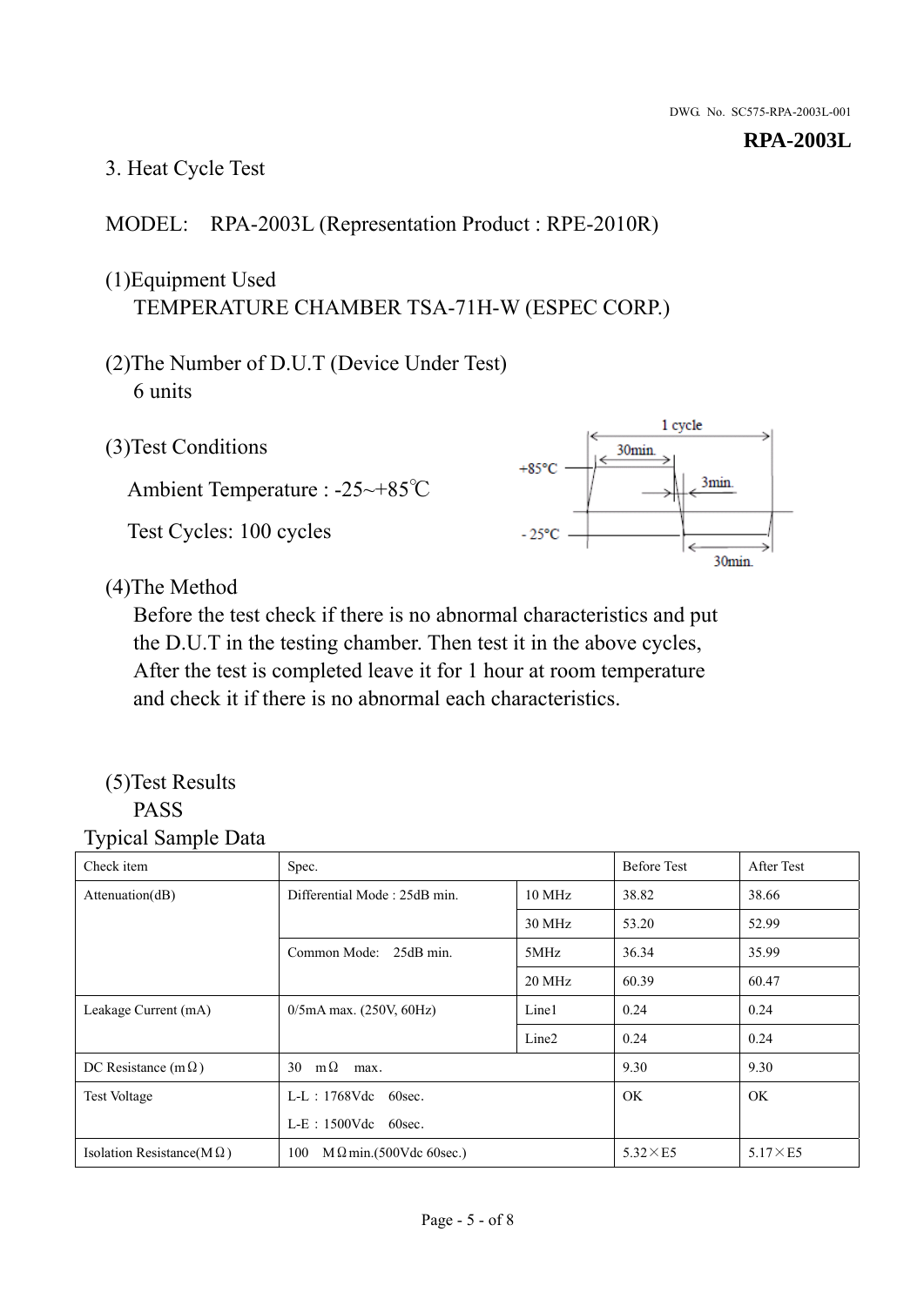DWG. No. SC575-RPA-2003L-001

**RPA-2003L**

3. Heat Cycle Test

MODEL:　RPA-2003L (Representation Product : RPE-2010R)

(1)Equipment Used
　TEMPERATURE CHAMBER TSA-71H-W (ESPEC CORP.)

(2)The Number of D.U.T (Device Under Test)
　6 units

(3)Test Conditions

Ambient Temperature : -25~+85℃

Test Cycles: 100 cycles

1 cycle
30min.
+85°C
3min.
- 25°C
30min.

(4)The Method
　Before the test check if there is no abnormal characteristics and put the D.U.T in the testing chamber. Then test it in the above cycles, After the test is completed leave it for 1 hour at room temperature and check it if there is no abnormal each characteristics.

(5)Test Results
　PASS

Typical Sample Data

| Check item | Spec. | | Before Test | After Test |
|---|---|---|---|---|
| Attenuation(dB) | Differential Mode : 25dB min. | 10 MHz | 38.82 | 38.66 |
| | | 30 MHz | 53.20 | 52.99 |
| | Common Mode:　25dB min. | 5MHz | 36.34 | 35.99 |
| | | 20 MHz | 60.39 | 60.47 |
| Leakage Current (mA) | 0/5mA max. (250V, 60Hz) | Line1 | 0.24 | 0.24 |
| | | Line2 | 0.24 | 0.24 |
| DC Resistance (mΩ) | 30　mΩ　max. | | 9.30 | 9.30 |
| Test Voltage | L-L : 1768Vdc　60sec.<br>L-E : 1500Vdc　60sec. | | OK | OK |
| Isolation Resistance(MΩ) | 100　MΩmin.(500Vdc 60sec.) | | 5.32×E5 | 5.17×E5 |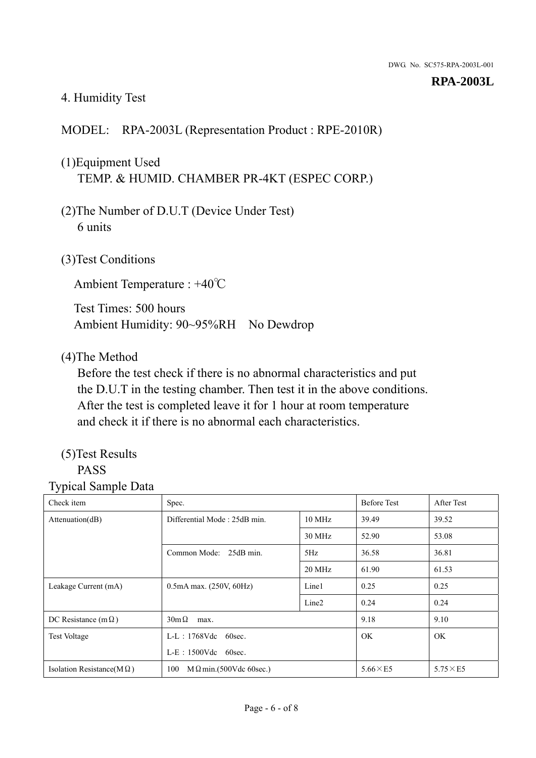## 4. Humidity Test

MODEL: RPA-2003L (Representation Product : RPE-2010R)

(1)Equipment Used
TEMP. & HUMID. CHAMBER PR-4KT (ESPEC CORP.)

(2)The Number of D.U.T (Device Under Test)
6 units

(3)Test Conditions

Ambient Temperature : +40℃

Test Times: 500 hours
Ambient Humidity: 90~95%RH No Dewdrop

(4)The Method
Before the test check if there is no abnormal characteristics and put the D.U.T in the testing chamber. Then test it in the above conditions. After the test is completed leave it for 1 hour at room temperature and check it if there is no abnormal each characteristics.

(5)Test Results
PASS

Typical Sample Data

| Check item | Spec. | | Before Test | After Test |
|---|---|---|---|---|
| Attenuation(dB) | Differential Mode : 25dB min. | 10 MHz | 39.49 | 39.52 |
| | | 30 MHz | 52.90 | 53.08 |
| | Common Mode: 25dB min. | 5Hz | 36.58 | 36.81 |
| | | 20 MHz | 61.90 | 61.53 |
| Leakage Current (mA) | 0.5mA max. (250V, 60Hz) | Line1 | 0.25 | 0.25 |
| | | Line2 | 0.24 | 0.24 |
| DC Resistance (mΩ) | 30mΩ max. | | 9.18 | 9.10 |
| Test Voltage | L-L：1768Vdc 60sec.<br>L-E：1500Vdc 60sec. | | OK | OK |
| Isolation Resistance(MΩ) | 100 MΩmin.(500Vdc 60sec.) | | 5.66×E5 | 5.75×E5 |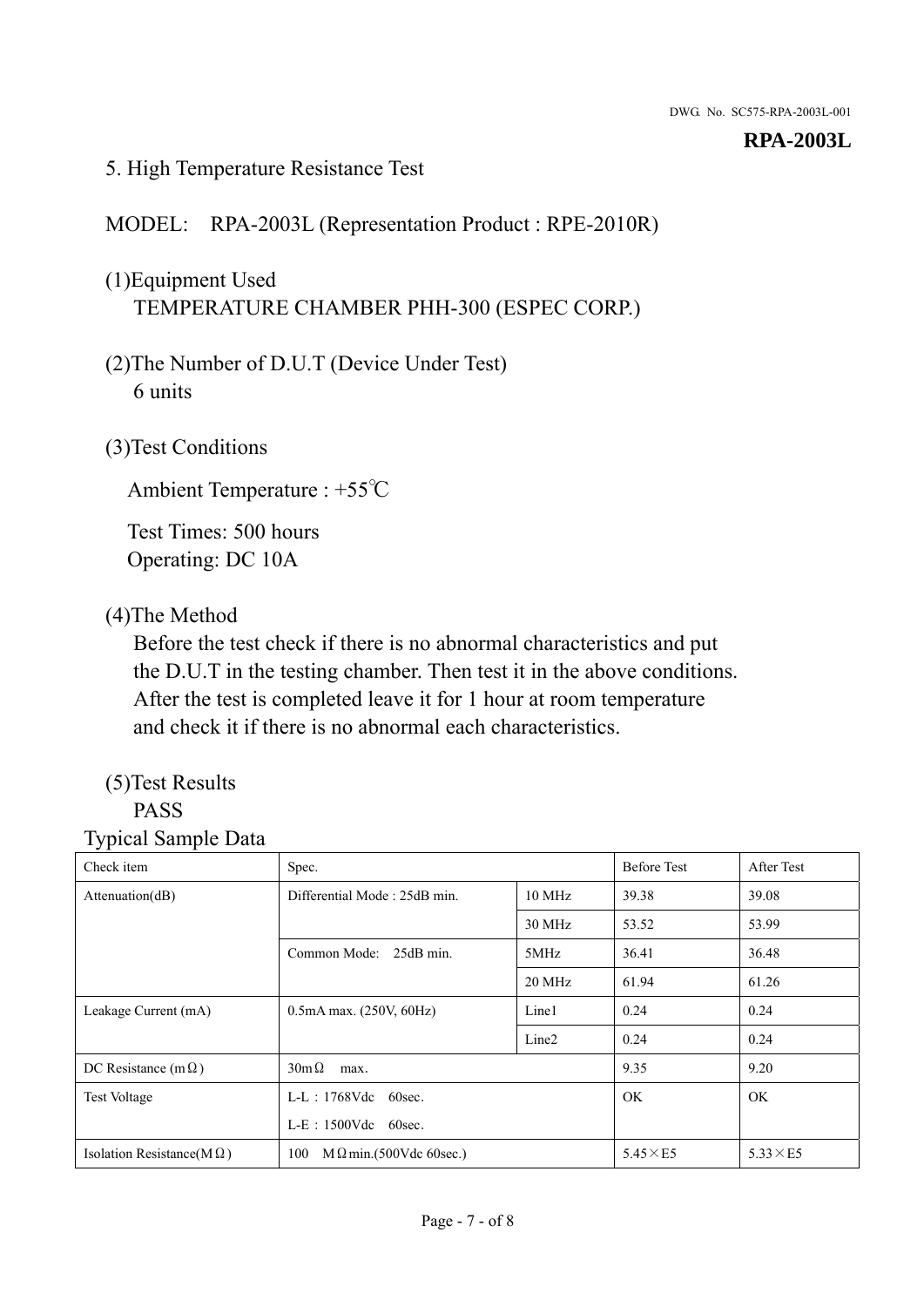**RPA-2003L**

## 5. High Temperature Resistance Test

MODEL: RPA-2003L (Representation Product : RPE-2010R)

(1)Equipment Used
TEMPERATURE CHAMBER PHH-300 (ESPEC CORP.)

(2)The Number of D.U.T (Device Under Test)
6 units

(3)Test Conditions

Ambient Temperature : +55℃

Test Times: 500 hours
Operating: DC 10A

(4)The Method
Before the test check if there is no abnormal characteristics and put the D.U.T in the testing chamber. Then test it in the above conditions. After the test is completed leave it for 1 hour at room temperature and check it if there is no abnormal each characteristics.

(5)Test Results
PASS

Typical Sample Data

| Check item | Spec. | | Before Test | After Test |
|---|---|---|---|---|
| Attenuation(dB) | Differential Mode : 25dB min. | 10 MHz | 39.38 | 39.08 |
| | | 30 MHz | 53.52 | 53.99 |
| | Common Mode: 25dB min. | 5MHz | 36.41 | 36.48 |
| | | 20 MHz | 61.94 | 61.26 |
| Leakage Current (mA) | 0.5mA max. (250V, 60Hz) | Line1 | 0.24 | 0.24 |
| | | Line2 | 0.24 | 0.24 |
| DC Resistance (mΩ) | 30mΩ max. | | 9.35 | 9.20 |
| Test Voltage | L-L : 1768Vdc 60sec.<br>L-E : 1500Vdc 60sec. | | OK | OK |
| Isolation Resistance(MΩ) | 100 MΩmin.(500Vdc 60sec.) | | 5.45×E5 | 5.33×E5 |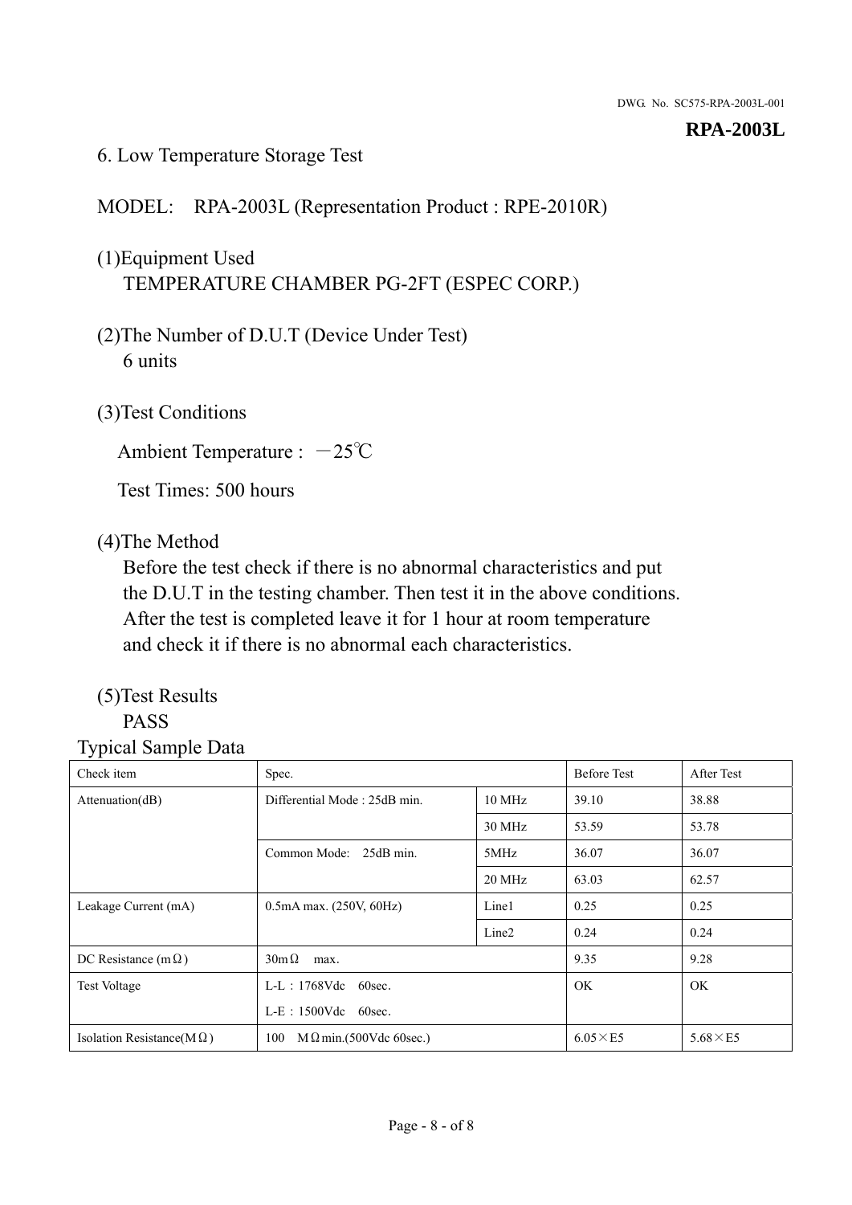DWG. No. SC575-RPA-2003L-001

**RPA-2003L**

6. Low Temperature Storage Test

MODEL:　RPA-2003L (Representation Product : RPE-2010R)

(1)Equipment Used
TEMPERATURE CHAMBER PG-2FT (ESPEC CORP.)

(2)The Number of D.U.T (Device Under Test)
6 units

(3)Test Conditions

Ambient Temperature : －25℃

Test Times: 500 hours

(4)The Method
Before the test check if there is no abnormal characteristics and put the D.U.T in the testing chamber. Then test it in the above conditions. After the test is completed leave it for 1 hour at room temperature and check it if there is no abnormal each characteristics.

(5)Test Results
PASS

Typical Sample Data

| Check item | Spec. | | Before Test | After Test |
|---|---|---|---|---|
| Attenuation(dB) | Differential Mode : 25dB min. | 10 MHz | 39.10 | 38.88 |
| | | 30 MHz | 53.59 | 53.78 |
| | Common Mode:　25dB min. | 5MHz | 36.07 | 36.07 |
| | | 20 MHz | 63.03 | 62.57 |
| Leakage Current (mA) | 0.5mA max. (250V, 60Hz) | Line1 | 0.25 | 0.25 |
| | | Line2 | 0.24 | 0.24 |
| DC Resistance (mΩ) | 30mΩ　max. | | 9.35 | 9.28 |
| Test Voltage | L-L：1768Vdc　60sec.<br>L-E：1500Vdc　60sec. | | OK | OK |
| Isolation Resistance(MΩ) | 100　MΩmin.(500Vdc 60sec.) | | 6.05×E5 | 5.68×E5 |